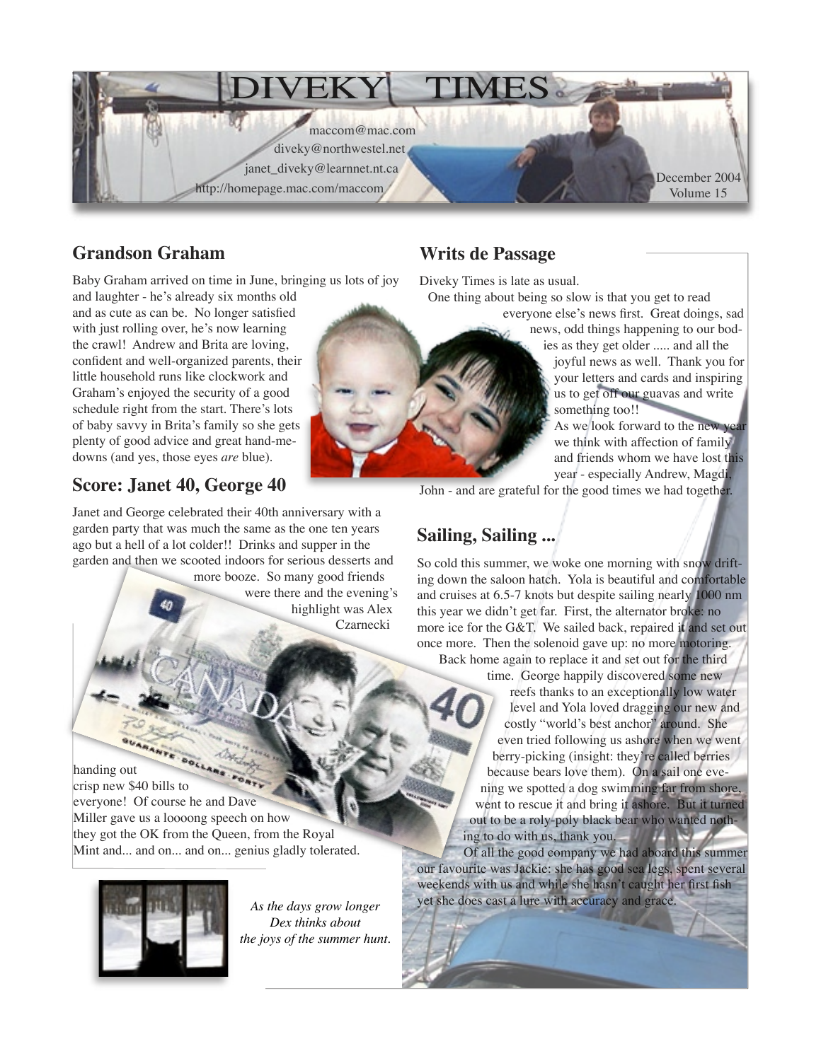# DIVEKY TIMES

maccom@mac.com
diveky@northwestel.net
janet_diveky@learnnet.nt.ca
http://homepage.mac.com/maccom

December 2004
Volume 15

## Grandson Graham

Baby Graham arrived on time in June, bringing us lots of joy and laughter - he's already six months old and as cute as can be. No longer satisfied with just rolling over, he's now learning the crawl! Andrew and Brita are loving, confident and well-organized parents, their little household runs like clockwork and Graham's enjoyed the security of a good schedule right from the start. There's lots of baby savvy in Brita's family so she gets plenty of good advice and great hand-me-downs (and yes, those eyes *are* blue).

## Score: Janet 40, George 40

Janet and George celebrated their 40th anniversary with a garden party that was much the same as the one ten years ago but a hell of a lot colder!! Drinks and supper in the garden and then we scooted indoors for serious desserts and more booze. So many good friends were there and the evening's highlight was Alex Czarnecki handing out crisp new $40 bills to everyone! Of course he and Dave Miller gave us a loooong speech on how they got the OK from the Queen, from the Royal Mint and... and on... and on... genius gladly tolerated.

*As the days grow longer Dex thinks about the joys of the summer hunt.*

## Writs de Passage

Diveky Times is late as usual.

One thing about being so slow is that you get to read everyone else's news first. Great doings, sad news, odd things happening to our bodies as they get older ..... and all the joyful news as well. Thank you for your letters and cards and inspiring us to get off our guavas and write something too!!

As we look forward to the new year we think with affection of family and friends whom we have lost this year - especially Andrew, Magdi, John - and are grateful for the good times we had together.

## Sailing, Sailing ...

So cold this summer, we woke one morning with snow drifting down the saloon hatch. Yola is beautiful and comfortable and cruises at 6.5-7 knots but despite sailing nearly 1000 nm this year we didn't get far. First, the alternator broke: no more ice for the G&T. We sailed back, repaired it and set out once more. Then the solenoid gave up: no more motoring.

Back home again to replace it and set out for the third time. George happily discovered some new reefs thanks to an exceptionally low water level and Yola loved dragging our new and costly "world's best anchor" around. She even tried following us ashore when we went berry-picking (insight: they're called berries because bears love them). On a sail one evening we spotted a dog swimming far from shore, went to rescue it and bring it ashore. But it turned out to be a roly-poly black bear who wanted nothing to do with us, thank you.

Of all the good company we had aboard this summer our favourite was Jackie: she has good sea legs, spent several weekends with us and while she hasn't caught her first fish yet she does cast a lure with accuracy and grace.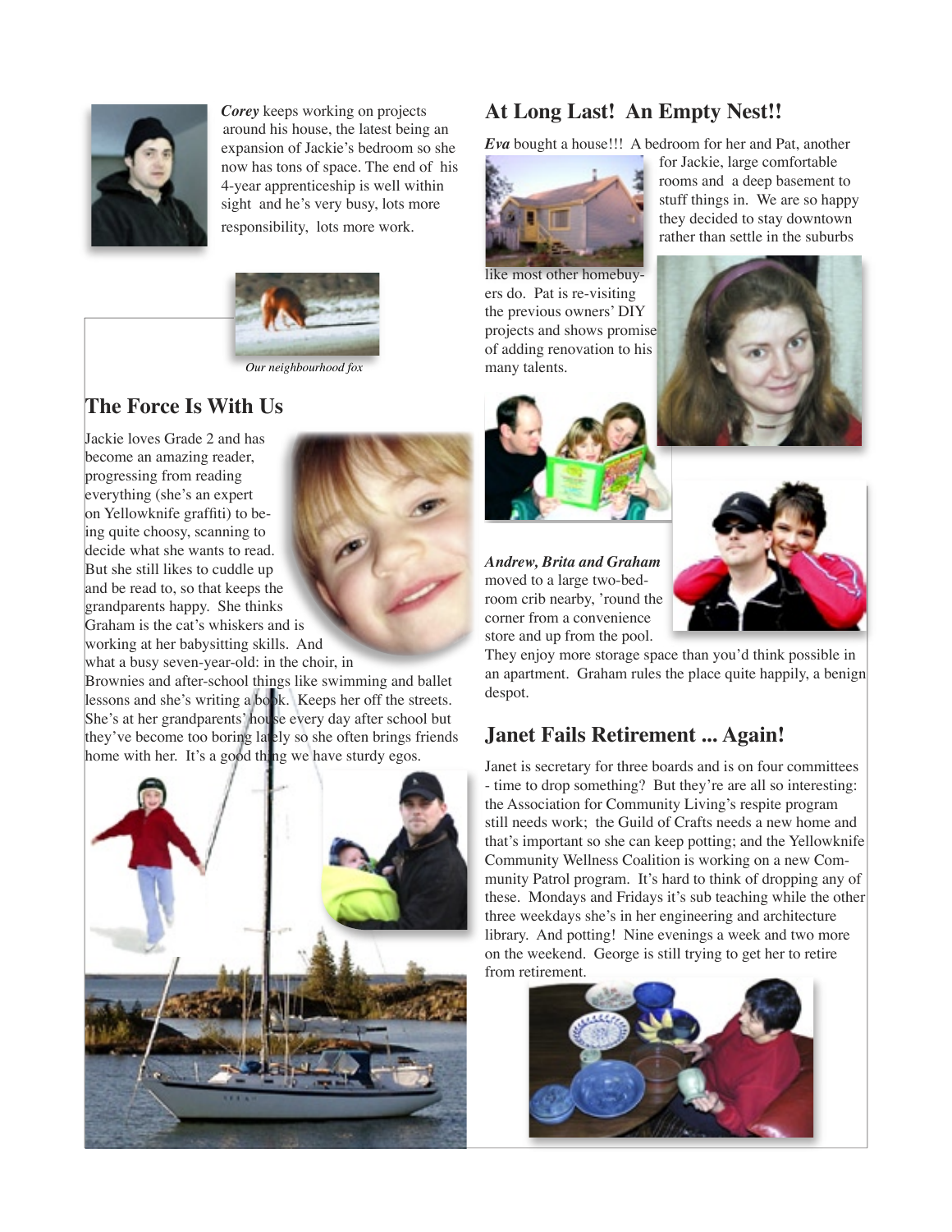***Corey*** keeps working on projects around his house, the latest being an expansion of Jackie's bedroom so she now has tons of space. The end of his 4-year apprenticeship is well within sight and he's very busy, lots more responsibility, lots more work.

*Our neighbourhood fox*

## The Force Is With Us

Jackie loves Grade 2 and has become an amazing reader, progressing from reading everything (she's an expert on Yellowknife graffiti) to being quite choosy, scanning to decide what she wants to read. But she still likes to cuddle up and be read to, so that keeps the grandparents happy. She thinks Graham is the cat's whiskers and is working at her babysitting skills. And what a busy seven-year-old: in the choir, in Brownies and after-school things like swimming and ballet lessons and she's writing a book. Keeps her off the streets. She's at her grandparents' house every day after school but they've become too boring lately so she often brings friends home with her. It's a good thing we have sturdy egos.

## At Long Last! An Empty Nest!!

***Eva*** bought a house!!! A bedroom for her and Pat, another for Jackie, large comfortable rooms and a deep basement to stuff things in. We are so happy they decided to stay downtown rather than settle in the suburbs like most other homebuyers do. Pat is re-visiting the previous owners' DIY projects and shows promise of adding renovation to his many talents.

***Andrew, Brita and Graham*** moved to a large two-bedroom crib nearby, 'round the corner from a convenience store and up from the pool. They enjoy more storage space than you'd think possible in an apartment. Graham rules the place quite happily, a benign despot.

## Janet Fails Retirement ... Again!

Janet is secretary for three boards and is on four committees - time to drop something? But they're all so interesting: the Association for Community Living's respite program still needs work; the Guild of Crafts needs a new home and that's important so she can keep potting; and the Yellowknife Community Wellness Coalition is working on a new Community Patrol program. It's hard to think of dropping any of these. Mondays and Fridays it's sub teaching while the other three weekdays she's in her engineering and architecture library. And potting! Nine evenings a week and two more on the weekend. George is still trying to get her to retire from retirement.